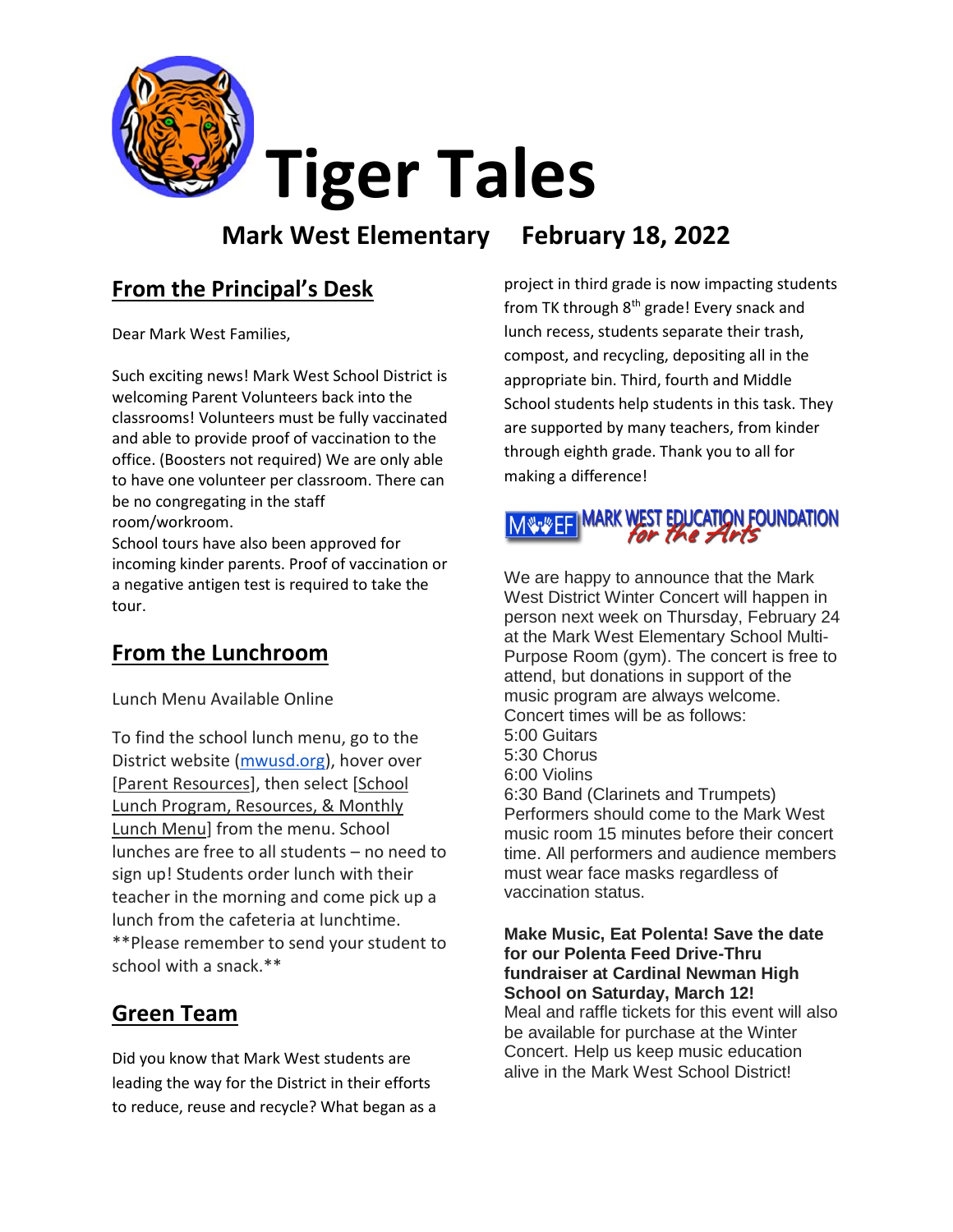# Tiger Tales

## Mark West Elementary February 18, 2022

## From the Principal's Desk

Dear Mark West Families,

Such exciting news! Mark West School District is welcoming Parent Volunteers back into the classrooms! Volunteers must be fully vaccinated and able to provide proof of vaccination to the office. (Boosters not required) We are only able to have one volunteer per classroom. There can be no congregating in the staff room/workroom.

School tours have also been approved for incoming kinder parents. Proof of vaccination or a negative antigen test is required to take the tour.

## From the Lunchroom

Lunch Menu Available Online

To find the school lunch menu, go to the District website ([mwusd.org](mwusd.org)), hover over [Parent Resources], then select [School Lunch Program, Resources, & Monthly Lunch Menu] from the menu. School lunches are free to all students – no need to sign up! Students order lunch with their teacher in the morning and come pick up a lunch from the cafeteria at lunchtime.

**Please remember to send your student to school with a snack.**

## Green Team

Did you know that Mark West students are leading the way for the District in their efforts to reduce, reuse and recycle? What began as a project in third grade is now impacting students from TK through 8th grade! Every snack and lunch recess, students separate their trash, compost, and recycling, depositing all in the appropriate bin. Third, fourth and Middle School students help students in this task. They are supported by many teachers, from kinder through eighth grade. Thank you to all for making a difference!

## MWEF MARK WEST EDUCATION FOUNDATION *for the Arts*

We are happy to announce that the Mark West District Winter Concert will happen in person next week on Thursday, February 24 at the Mark West Elementary School Multi-Purpose Room (gym). The concert is free to attend, but donations in support of the music program are always welcome.

Concert times will be as follows:

5:00 Guitars
5:30 Chorus
6:00 Violins
6:30 Band (Clarinets and Trumpets)

Performers should come to the Mark West music room 15 minutes before their concert time. All performers and audience members must wear face masks regardless of vaccination status.

**Make Music, Eat Polenta! Save the date for our Polenta Feed Drive-Thru fundraiser at Cardinal Newman High School on Saturday, March 12!**
Meal and raffle tickets for this event will also be available for purchase at the Winter Concert. Help us keep music education alive in the Mark West School District!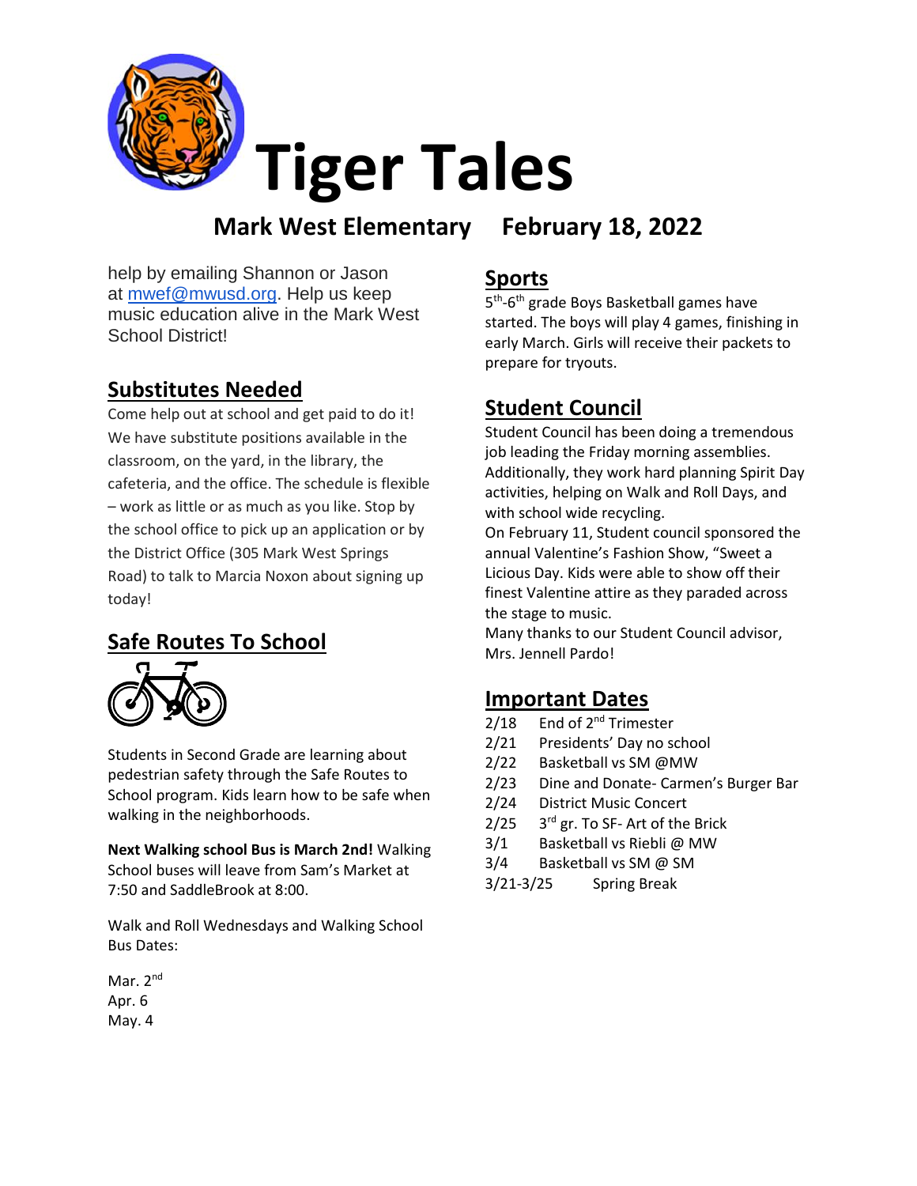# Tiger Tales

## Mark West Elementary February 18, 2022

help by emailing Shannon or Jason at mwef@mwusd.org. Help us keep music education alive in the Mark West School District!

## Substitutes Needed

Come help out at school and get paid to do it! We have substitute positions available in the classroom, on the yard, in the library, the cafeteria, and the office. The schedule is flexible – work as little or as much as you like. Stop by the school office to pick up an application or by the District Office (305 Mark West Springs Road) to talk to Marcia Noxon about signing up today!

## Safe Routes To School

Students in Second Grade are learning about pedestrian safety through the Safe Routes to School program. Kids learn how to be safe when walking in the neighborhoods.

**Next Walking school Bus is March 2nd!** Walking School buses will leave from Sam's Market at 7:50 and SaddleBrook at 8:00.

Walk and Roll Wednesdays and Walking School Bus Dates:

Mar. 2nd
Apr. 6
May. 4

## Sports

5th-6th grade Boys Basketball games have started. The boys will play 4 games, finishing in early March. Girls will receive their packets to prepare for tryouts.

## Student Council

Student Council has been doing a tremendous job leading the Friday morning assemblies. Additionally, they work hard planning Spirit Day activities, helping on Walk and Roll Days, and with school wide recycling.

On February 11, Student council sponsored the annual Valentine's Fashion Show, "Sweet a Licious Day. Kids were able to show off their finest Valentine attire as they paraded across the stage to music.

Many thanks to our Student Council advisor, Mrs. Jennell Pardo!

## Important Dates

2/18 End of 2nd Trimester
2/21 Presidents' Day no school
2/22 Basketball vs SM @MW
2/23 Dine and Donate- Carmen's Burger Bar
2/24 District Music Concert
2/25 3rd gr. To SF- Art of the Brick
3/1 Basketball vs Riebli @ MW
3/4 Basketball vs SM @ SM
3/21-3/25 Spring Break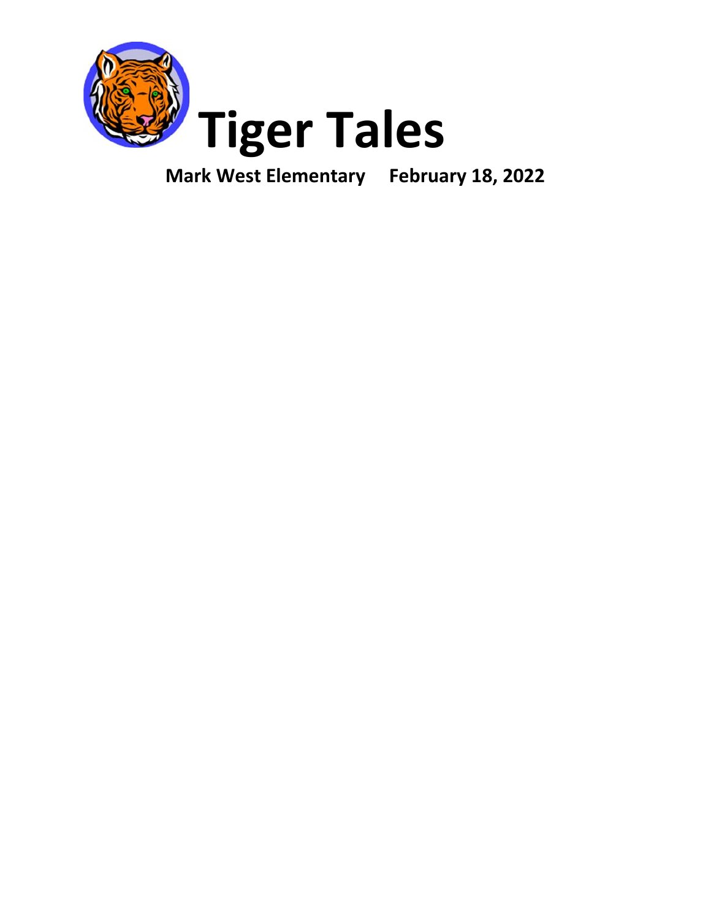# Tiger Tales

**Mark West Elementary February 18, 2022**